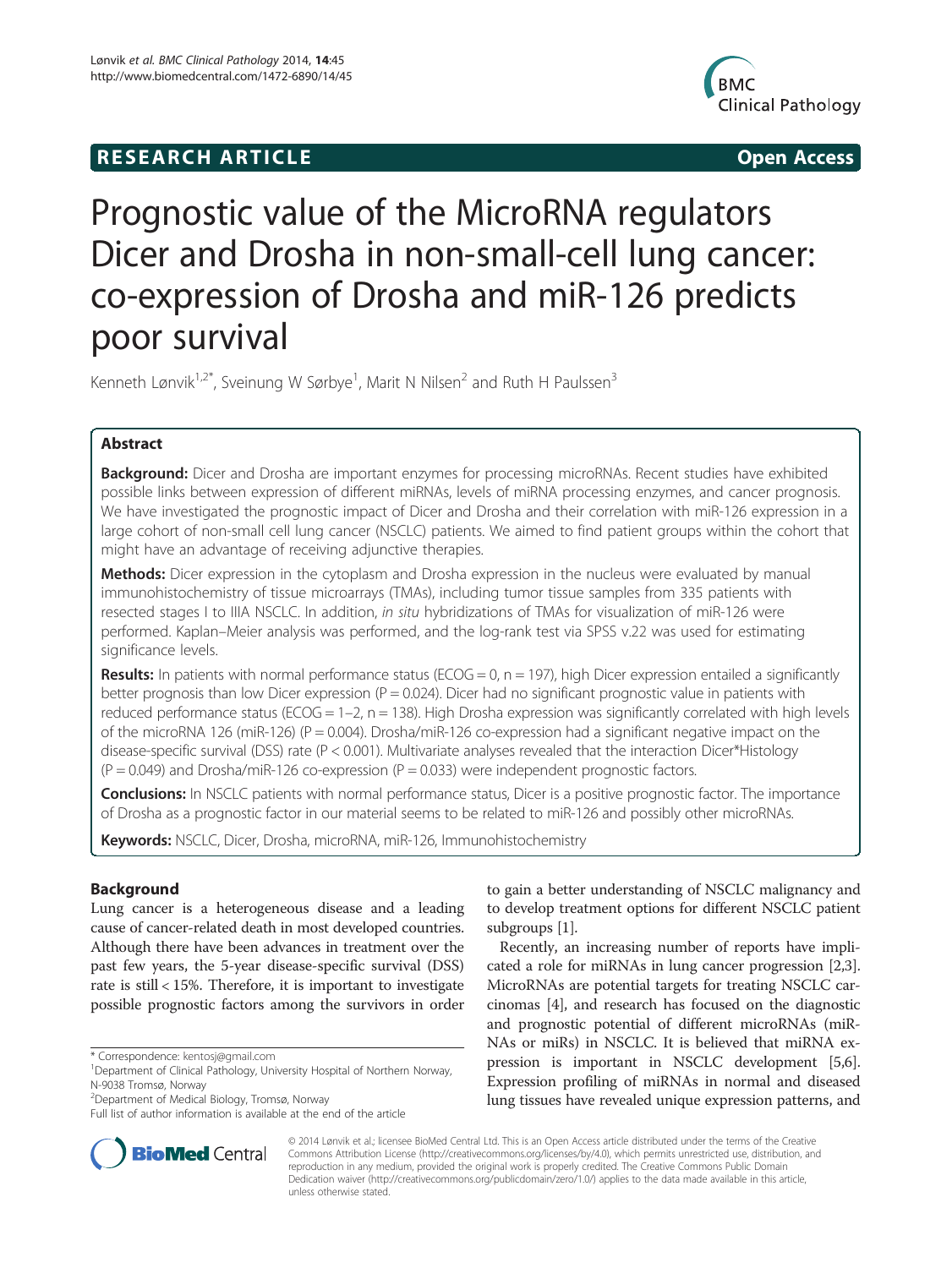**RESEARCH ARTICLE** **Open Access**

# Prognostic value of the MicroRNA regulators Dicer and Drosha in non-small-cell lung cancer: co-expression of Drosha and miR-126 predicts poor survival

Kenneth Lønvik[1,2*], Sveinung W Sørbye[1], Marit N Nilsen[2] and Ruth H Paulssen[3]

## Abstract

**Background:** Dicer and Drosha are important enzymes for processing microRNAs. Recent studies have exhibited possible links between expression of different miRNAs, levels of miRNA processing enzymes, and cancer prognosis. We have investigated the prognostic impact of Dicer and Drosha and their correlation with miR-126 expression in a large cohort of non-small cell lung cancer (NSCLC) patients. We aimed to find patient groups within the cohort that might have an advantage of receiving adjunctive therapies.

**Methods:** Dicer expression in the cytoplasm and Drosha expression in the nucleus were evaluated by manual immunohistochemistry of tissue microarrays (TMAs), including tumor tissue samples from 335 patients with resected stages I to IIIA NSCLC. In addition, *in situ* hybridizations of TMAs for visualization of miR-126 were performed. Kaplan–Meier analysis was performed, and the log-rank test via SPSS v.22 was used for estimating significance levels.

**Results:** In patients with normal performance status (ECOG = 0, n = 197), high Dicer expression entailed a significantly better prognosis than low Dicer expression (P = 0.024). Dicer had no significant prognostic value in patients with reduced performance status (ECOG = 1–2, n = 138). High Drosha expression was significantly correlated with high levels of the microRNA 126 (miR-126) (P = 0.004). Drosha/miR-126 co-expression had a significant negative impact on the disease-specific survival (DSS) rate (P < 0.001). Multivariate analyses revealed that the interaction Dicer*Histology (P = 0.049) and Drosha/miR-126 co-expression (P = 0.033) were independent prognostic factors.

**Conclusions:** In NSCLC patients with normal performance status, Dicer is a positive prognostic factor. The importance of Drosha as a prognostic factor in our material seems to be related to miR-126 and possibly other microRNAs.

**Keywords:** NSCLC, Dicer, Drosha, microRNA, miR-126, Immunohistochemistry

## Background

Lung cancer is a heterogeneous disease and a leading cause of cancer-related death in most developed countries. Although there have been advances in treatment over the past few years, the 5-year disease-specific survival (DSS) rate is still < 15%. Therefore, it is important to investigate possible prognostic factors among the survivors in order to gain a better understanding of NSCLC malignancy and to develop treatment options for different NSCLC patient subgroups [1].

Recently, an increasing number of reports have implicated a role for miRNAs in lung cancer progression [2,3]. MicroRNAs are potential targets for treating NSCLC carcinomas [4], and research has focused on the diagnostic and prognostic potential of different microRNAs (miRNAs or miRs) in NSCLC. It is believed that miRNA expression is important in NSCLC development [5,6]. Expression profiling of miRNAs in normal and diseased lung tissues have revealed unique expression patterns, and

\* Correspondence: kentosj@gmail.com
[1]Department of Clinical Pathology, University Hospital of Northern Norway, N-9038 Tromsø, Norway
[2]Department of Medical Biology, Tromsø, Norway
Full list of author information is available at the end of the article

© 2014 Lønvik et al.; licensee BioMed Central Ltd. This is an Open Access article distributed under the terms of the Creative Commons Attribution License (http://creativecommons.org/licenses/by/4.0), which permits unrestricted use, distribution, and reproduction in any medium, provided the original work is properly credited. The Creative Commons Public Domain Dedication waiver (http://creativecommons.org/publicdomain/zero/1.0/) applies to the data made available in this article, unless otherwise stated.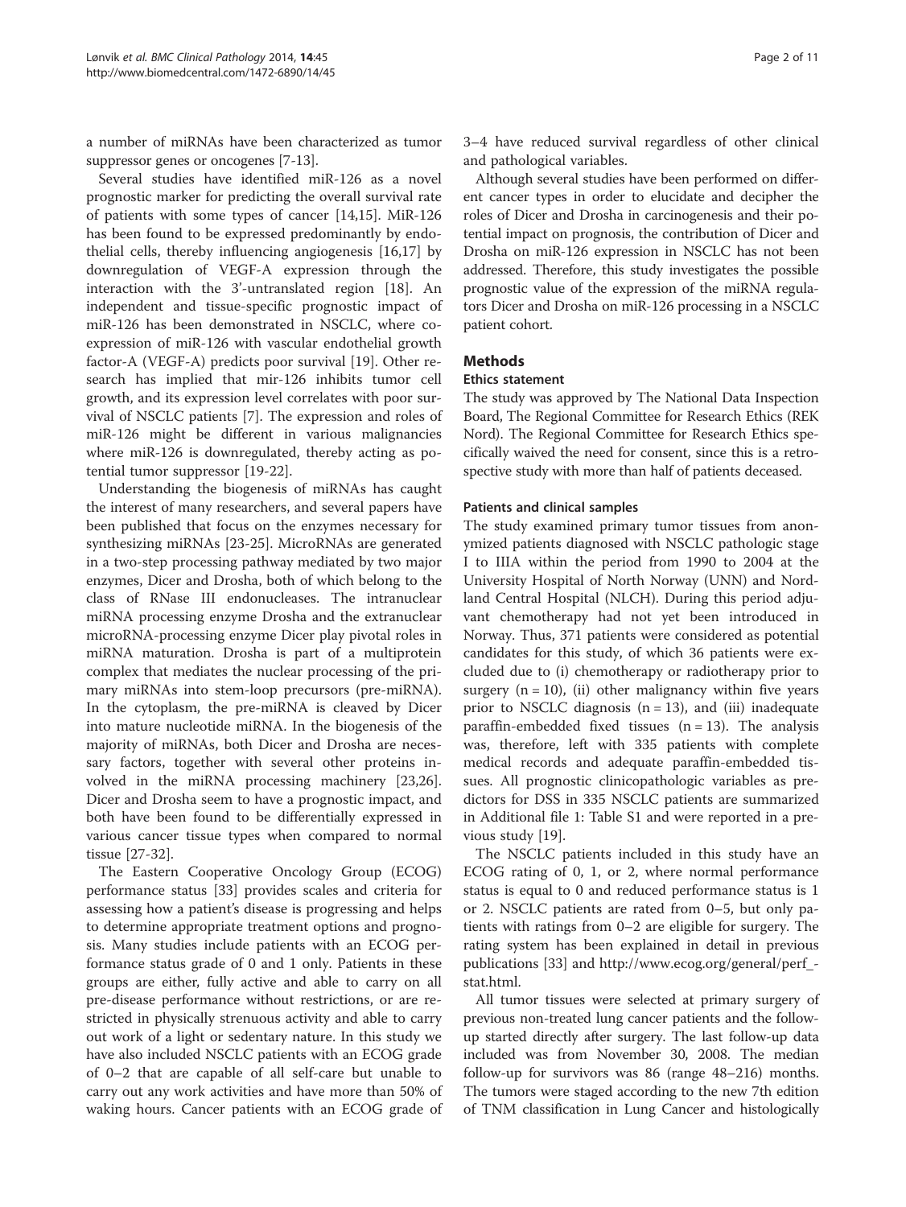a number of miRNAs have been characterized as tumor suppressor genes or oncogenes [7-13].

Several studies have identified miR-126 as a novel prognostic marker for predicting the overall survival rate of patients with some types of cancer [14,15]. MiR-126 has been found to be expressed predominantly by endothelial cells, thereby influencing angiogenesis [16,17] by downregulation of VEGF-A expression through the interaction with the 3'-untranslated region [18]. An independent and tissue-specific prognostic impact of miR-126 has been demonstrated in NSCLC, where co-expression of miR-126 with vascular endothelial growth factor-A (VEGF-A) predicts poor survival [19]. Other research has implied that mir-126 inhibits tumor cell growth, and its expression level correlates with poor survival of NSCLC patients [7]. The expression and roles of miR-126 might be different in various malignancies where miR-126 is downregulated, thereby acting as potential tumor suppressor [19-22].

Understanding the biogenesis of miRNAs has caught the interest of many researchers, and several papers have been published that focus on the enzymes necessary for synthesizing miRNAs [23-25]. MicroRNAs are generated in a two-step processing pathway mediated by two major enzymes, Dicer and Drosha, both of which belong to the class of RNase III endonucleases. The intranuclear miRNA processing enzyme Drosha and the extranuclear microRNA-processing enzyme Dicer play pivotal roles in miRNA maturation. Drosha is part of a multiprotein complex that mediates the nuclear processing of the primary miRNAs into stem-loop precursors (pre-miRNA). In the cytoplasm, the pre-miRNA is cleaved by Dicer into mature nucleotide miRNA. In the biogenesis of the majority of miRNAs, both Dicer and Drosha are necessary factors, together with several other proteins involved in the miRNA processing machinery [23,26]. Dicer and Drosha seem to have a prognostic impact, and both have been found to be differentially expressed in various cancer tissue types when compared to normal tissue [27-32].

The Eastern Cooperative Oncology Group (ECOG) performance status [33] provides scales and criteria for assessing how a patient's disease is progressing and helps to determine appropriate treatment options and prognosis. Many studies include patients with an ECOG performance status grade of 0 and 1 only. Patients in these groups are either, fully active and able to carry on all pre-disease performance without restrictions, or are restricted in physically strenuous activity and able to carry out work of a light or sedentary nature. In this study we have also included NSCLC patients with an ECOG grade of 0–2 that are capable of all self-care but unable to carry out any work activities and have more than 50% of waking hours. Cancer patients with an ECOG grade of 3–4 have reduced survival regardless of other clinical and pathological variables.

Although several studies have been performed on different cancer types in order to elucidate and decipher the roles of Dicer and Drosha in carcinogenesis and their potential impact on prognosis, the contribution of Dicer and Drosha on miR-126 expression in NSCLC has not been addressed. Therefore, this study investigates the possible prognostic value of the expression of the miRNA regulators Dicer and Drosha on miR-126 processing in a NSCLC patient cohort.

## Methods

### Ethics statement

The study was approved by The National Data Inspection Board, The Regional Committee for Research Ethics (REK Nord). The Regional Committee for Research Ethics specifically waived the need for consent, since this is a retrospective study with more than half of patients deceased.

### Patients and clinical samples

The study examined primary tumor tissues from anonymized patients diagnosed with NSCLC pathologic stage I to IIIA within the period from 1990 to 2004 at the University Hospital of North Norway (UNN) and Nordland Central Hospital (NLCH). During this period adjuvant chemotherapy had not yet been introduced in Norway. Thus, 371 patients were considered as potential candidates for this study, of which 36 patients were excluded due to (i) chemotherapy or radiotherapy prior to surgery (n = 10), (ii) other malignancy within five years prior to NSCLC diagnosis (n = 13), and (iii) inadequate paraffin-embedded fixed tissues (n = 13). The analysis was, therefore, left with 335 patients with complete medical records and adequate paraffin-embedded tissues. All prognostic clinicopathologic variables as predictors for DSS in 335 NSCLC patients are summarized in Additional file 1: Table S1 and were reported in a previous study [19].

The NSCLC patients included in this study have an ECOG rating of 0, 1, or 2, where normal performance status is equal to 0 and reduced performance status is 1 or 2. NSCLC patients are rated from 0–5, but only patients with ratings from 0–2 are eligible for surgery. The rating system has been explained in detail in previous publications [33] and http://www.ecog.org/general/perf_stat.html.

All tumor tissues were selected at primary surgery of previous non-treated lung cancer patients and the follow-up started directly after surgery. The last follow-up data included was from November 30, 2008. The median follow-up for survivors was 86 (range 48–216) months. The tumors were staged according to the new 7th edition of TNM classification in Lung Cancer and histologically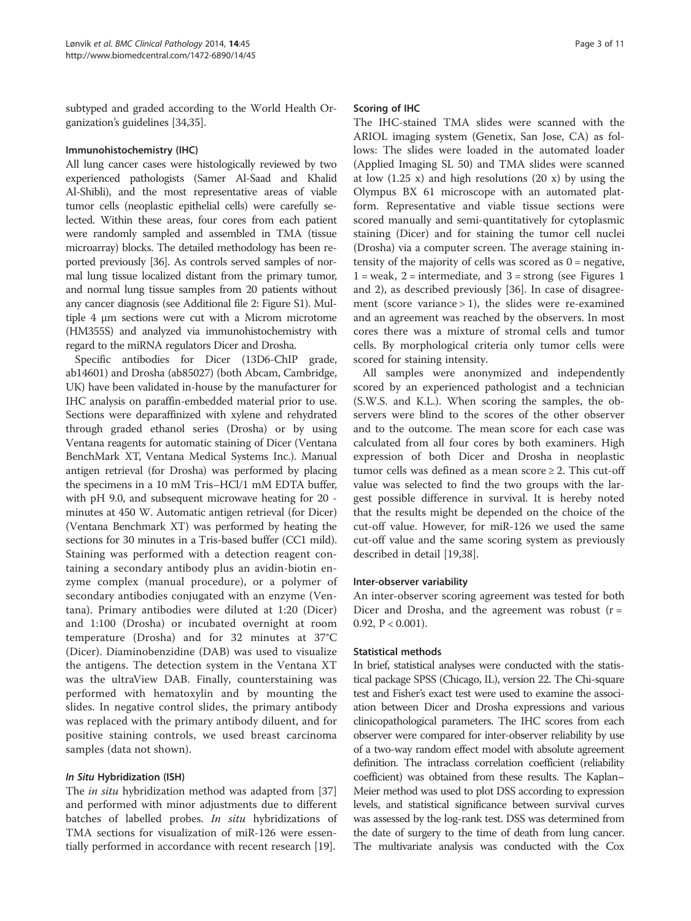subtyped and graded according to the World Health Organization's guidelines [34,35].

#### Immunohistochemistry (IHC)

All lung cancer cases were histologically reviewed by two experienced pathologists (Samer Al-Saad and Khalid Al-Shibli), and the most representative areas of viable tumor cells (neoplastic epithelial cells) were carefully selected. Within these areas, four cores from each patient were randomly sampled and assembled in TMA (tissue microarray) blocks. The detailed methodology has been reported previously [36]. As controls served samples of normal lung tissue localized distant from the primary tumor, and normal lung tissue samples from 20 patients without any cancer diagnosis (see Additional file 2: Figure S1). Multiple 4 μm sections were cut with a Microm microtome (HM355S) and analyzed via immunohistochemistry with regard to the miRNA regulators Dicer and Drosha.

Specific antibodies for Dicer (13D6-ChIP grade, ab14601) and Drosha (ab85027) (both Abcam, Cambridge, UK) have been validated in-house by the manufacturer for IHC analysis on paraffin-embedded material prior to use. Sections were deparaffinized with xylene and rehydrated through graded ethanol series (Drosha) or by using Ventana reagents for automatic staining of Dicer (Ventana BenchMark XT, Ventana Medical Systems Inc.). Manual antigen retrieval (for Drosha) was performed by placing the specimens in a 10 mM Tris–HCl/1 mM EDTA buffer, with pH 9.0, and subsequent microwave heating for 20 minutes at 450 W. Automatic antigen retrieval (for Dicer) (Ventana Benchmark XT) was performed by heating the sections for 30 minutes in a Tris-based buffer (CC1 mild). Staining was performed with a detection reagent containing a secondary antibody plus an avidin-biotin enzyme complex (manual procedure), or a polymer of secondary antibodies conjugated with an enzyme (Ventana). Primary antibodies were diluted at 1:20 (Dicer) and 1:100 (Drosha) or incubated overnight at room temperature (Drosha) and for 32 minutes at 37°C (Dicer). Diaminobenzidine (DAB) was used to visualize the antigens. The detection system in the Ventana XT was the ultraView DAB. Finally, counterstaining was performed with hematoxylin and by mounting the slides. In negative control slides, the primary antibody was replaced with the primary antibody diluent, and for positive staining controls, we used breast carcinoma samples (data not shown).

#### *In Situ* Hybridization (ISH)

The *in situ* hybridization method was adapted from [37] and performed with minor adjustments due to different batches of labelled probes. *In situ* hybridizations of TMA sections for visualization of miR-126 were essentially performed in accordance with recent research [19].

#### Scoring of IHC

The IHC-stained TMA slides were scanned with the ARIOL imaging system (Genetix, San Jose, CA) as follows: The slides were loaded in the automated loader (Applied Imaging SL 50) and TMA slides were scanned at low (1.25 x) and high resolutions (20 x) by using the Olympus BX 61 microscope with an automated platform. Representative and viable tissue sections were scored manually and semi-quantitatively for cytoplasmic staining (Dicer) and for staining the tumor cell nuclei (Drosha) via a computer screen. The average staining intensity of the majority of cells was scored as 0 = negative, 1 = weak, 2 = intermediate, and 3 = strong (see Figures 1 and 2), as described previously [36]. In case of disagreement (score variance > 1), the slides were re-examined and an agreement was reached by the observers. In most cores there was a mixture of stromal cells and tumor cells. By morphological criteria only tumor cells were scored for staining intensity.

All samples were anonymized and independently scored by an experienced pathologist and a technician (S.W.S. and K.L.). When scoring the samples, the observers were blind to the scores of the other observer and to the outcome. The mean score for each case was calculated from all four cores by both examiners. High expression of both Dicer and Drosha in neoplastic tumor cells was defined as a mean score ≥ 2. This cut-off value was selected to find the two groups with the largest possible difference in survival. It is hereby noted that the results might be depended on the choice of the cut-off value. However, for miR-126 we used the same cut-off value and the same scoring system as previously described in detail [19,38].

#### Inter-observer variability

An inter-observer scoring agreement was tested for both Dicer and Drosha, and the agreement was robust ($r = 0.92$, $P < 0.001$).

#### Statistical methods

In brief, statistical analyses were conducted with the statistical package SPSS (Chicago, IL), version 22. The Chi-square test and Fisher's exact test were used to examine the association between Dicer and Drosha expressions and various clinicopathological parameters. The IHC scores from each observer were compared for inter-observer reliability by use of a two-way random effect model with absolute agreement definition. The intraclass correlation coefficient (reliability coefficient) was obtained from these results. The Kaplan–Meier method was used to plot DSS according to expression levels, and statistical significance between survival curves was assessed by the log-rank test. DSS was determined from the date of surgery to the time of death from lung cancer. The multivariate analysis was conducted with the Cox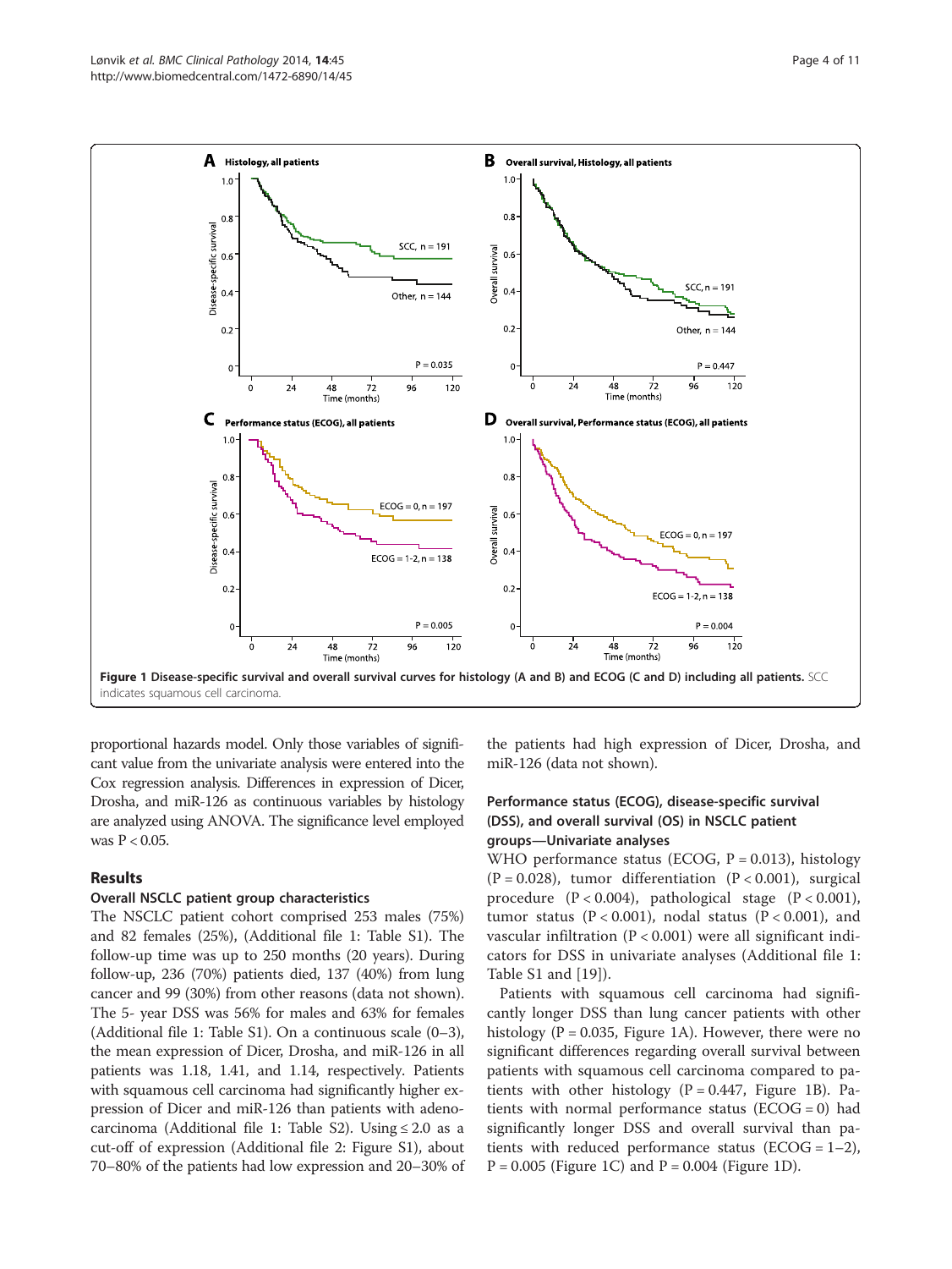Figure 1 **Disease-specific survival and overall survival curves for histology (A and B) and ECOG (C and D) including all patients.** SCC indicates squamous cell carcinoma.

proportional hazards model. Only those variables of significant value from the univariate analysis were entered into the Cox regression analysis. Differences in expression of Dicer, Drosha, and miR-126 as continuous variables by histology are analyzed using ANOVA. The significance level employed was $P < 0.05$.

## Results

### Overall NSCLC patient group characteristics

The NSCLC patient cohort comprised 253 males (75%) and 82 females (25%), (Additional file 1: Table S1). The follow-up time was up to 250 months (20 years). During follow-up, 236 (70%) patients died, 137 (40%) from lung cancer and 99 (30%) from other reasons (data not shown). The 5- year DSS was 56% for males and 63% for females (Additional file 1: Table S1). On a continuous scale (0–3), the mean expression of Dicer, Drosha, and miR-126 in all patients was 1.18, 1.41, and 1.14, respectively. Patients with squamous cell carcinoma had significantly higher expression of Dicer and miR-126 than patients with adenocarcinoma (Additional file 1: Table S2). Using ≤ 2.0 as a cut-off of expression (Additional file 2: Figure S1), about 70–80% of the patients had low expression and 20–30% of the patients had high expression of Dicer, Drosha, and miR-126 (data not shown).

### Performance status (ECOG), disease-specific survival (DSS), and overall survival (OS) in NSCLC patient groups—Univariate analyses

WHO performance status (ECOG, $P = 0.013$), histology ($P = 0.028$), tumor differentiation ($P < 0.001$), surgical procedure ($P < 0.004$), pathological stage ($P < 0.001$), tumor status ($P < 0.001$), nodal status ($P < 0.001$), and vascular infiltration ($P < 0.001$) were all significant indicators for DSS in univariate analyses (Additional file 1: Table S1 and [19]).

Patients with squamous cell carcinoma had significantly longer DSS than lung cancer patients with other histology ($P = 0.035$, Figure 1A). However, there were no significant differences regarding overall survival between patients with squamous cell carcinoma compared to patients with other histology ($P = 0.447$, Figure 1B). Patients with normal performance status (ECOG = 0) had significantly longer DSS and overall survival than patients with reduced performance status (ECOG = 1–2), $P = 0.005$ (Figure 1C) and $P = 0.004$ (Figure 1D).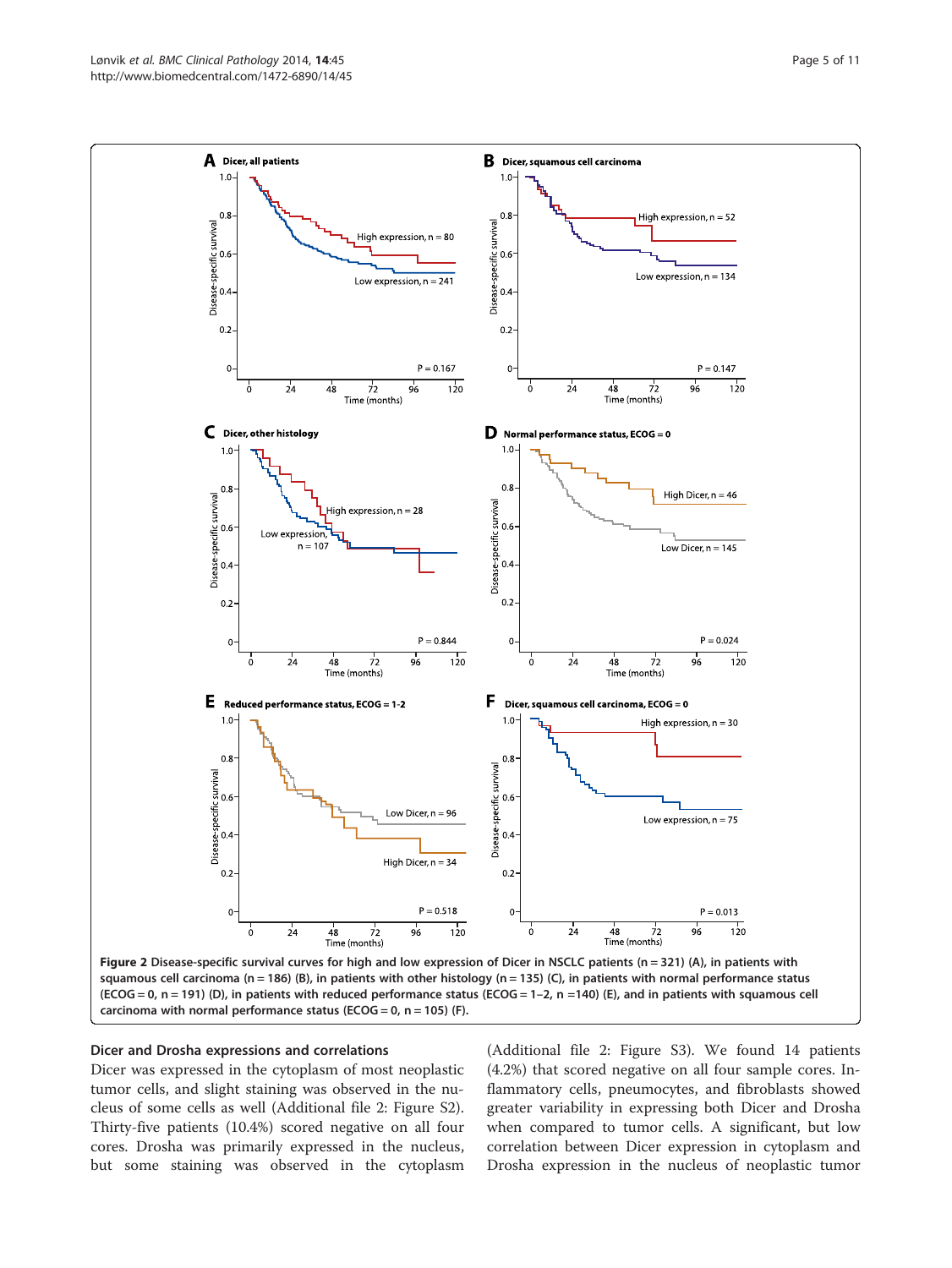**Figure 2** Disease-specific survival curves for high and low expression of Dicer in NSCLC patients (n = 321) (A), in patients with squamous cell carcinoma (n = 186) (B), in patients with other histology (n = 135) (C), in patients with normal performance status (ECOG = 0, n = 191) (D), in patients with reduced performance status (ECOG = 1–2, n =140) (E), and in patients with squamous cell carcinoma with normal performance status (ECOG = 0, n = 105) (F).

### Dicer and Drosha expressions and correlations

Dicer was expressed in the cytoplasm of most neoplastic tumor cells, and slight staining was observed in the nucleus of some cells as well (Additional file 2: Figure S2). Thirty-five patients (10.4%) scored negative on all four cores. Drosha was primarily expressed in the nucleus, but some staining was observed in the cytoplasm (Additional file 2: Figure S3). We found 14 patients (4.2%) that scored negative on all four sample cores. Inflammatory cells, pneumocytes, and fibroblasts showed greater variability in expressing both Dicer and Drosha when compared to tumor cells. A significant, but low correlation between Dicer expression in cytoplasm and Drosha expression in the nucleus of neoplastic tumor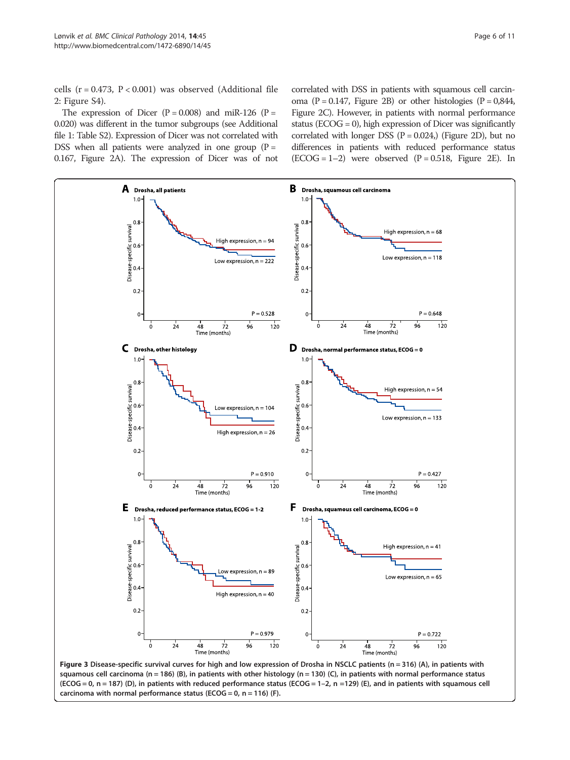cells (r = 0.473, P < 0.001) was observed (Additional file 2: Figure S4).

The expression of Dicer (P = 0.008) and miR-126 (P = 0.020) was different in the tumor subgroups (see Additional file 1: Table S2). Expression of Dicer was not correlated with DSS when all patients were analyzed in one group (P = 0.167, Figure 2A). The expression of Dicer was of not correlated with DSS in patients with squamous cell carcinoma (P = 0.147, Figure 2B) or other histologies (P = 0,844, Figure 2C). However, in patients with normal performance status (ECOG = 0), high expression of Dicer was significantly correlated with longer DSS (P = 0.024,) (Figure 2D), but no differences in patients with reduced performance status (ECOG = 1–2) were observed (P = 0.518, Figure 2E). In

**Figure 3 Disease-specific survival curves for high and low expression of Drosha in NSCLC patients (n = 316) (A), in patients with squamous cell carcinoma (n = 186) (B), in patients with other histology (n = 130) (C), in patients with normal performance status (ECOG = 0, n = 187) (D), in patients with reduced performance status (ECOG = 1–2, n =129) (E), and in patients with squamous cell carcinoma with normal performance status (ECOG = 0, n = 116) (F).**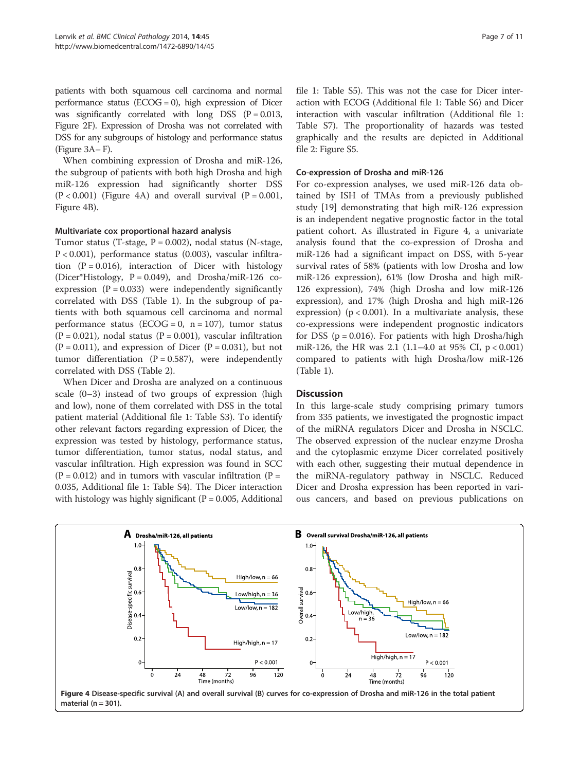patients with both squamous cell carcinoma and normal performance status (ECOG = 0), high expression of Dicer was significantly correlated with long DSS (P = 0.013, Figure 2F). Expression of Drosha was not correlated with DSS for any subgroups of histology and performance status (Figure 3A– F).

When combining expression of Drosha and miR-126, the subgroup of patients with both high Drosha and high miR-126 expression had significantly shorter DSS (P < 0.001) (Figure 4A) and overall survival (P = 0.001, Figure 4B).

#### Multivariate cox proportional hazard analysis

Tumor status (T-stage, P = 0.002), nodal status (N-stage, P < 0.001), performance status (0.003), vascular infiltration (P = 0.016), interaction of Dicer with histology (Dicer*Histology, P = 0.049), and Drosha/miR-126 co-expression (P = 0.033) were independently significantly correlated with DSS (Table 1). In the subgroup of patients with both squamous cell carcinoma and normal performance status (ECOG = 0, n = 107), tumor status (P = 0.021), nodal status (P = 0.001), vascular infiltration (P = 0.011), and expression of Dicer (P = 0.031), but not tumor differentiation (P = 0.587), were independently correlated with DSS (Table 2).

When Dicer and Drosha are analyzed on a continuous scale (0–3) instead of two groups of expression (high and low), none of them correlated with DSS in the total patient material (Additional file 1: Table S3). To identify other relevant factors regarding expression of Dicer, the expression was tested by histology, performance status, tumor differentiation, tumor status, nodal status, and vascular infiltration. High expression was found in SCC (P = 0.012) and in tumors with vascular infiltration (P = 0.035, Additional file 1: Table S4). The Dicer interaction with histology was highly significant (P = 0.005, Additional file 1: Table S5). This was not the case for Dicer interaction with ECOG (Additional file 1: Table S6) and Dicer interaction with vascular infiltration (Additional file 1: Table S7). The proportionality of hazards was tested graphically and the results are depicted in Additional file 2: Figure S5.

#### Co-expression of Drosha and miR-126

For co-expression analyses, we used miR-126 data obtained by ISH of TMAs from a previously published study [19] demonstrating that high miR-126 expression is an independent negative prognostic factor in the total patient cohort. As illustrated in Figure 4, a univariate analysis found that the co-expression of Drosha and miR-126 had a significant impact on DSS, with 5-year survival rates of 58% (patients with low Drosha and low miR-126 expression), 61% (low Drosha and high miR-126 expression), 74% (high Drosha and low miR-126 expression), and 17% (high Drosha and high miR-126 expression) (p < 0.001). In a multivariate analysis, these co-expressions were independent prognostic indicators for DSS (p = 0.016). For patients with high Drosha/high miR-126, the HR was 2.1 (1.1–4.0 at 95% CI, p < 0.001) compared to patients with high Drosha/low miR-126 (Table 1).

## Discussion

In this large-scale study comprising primary tumors from 335 patients, we investigated the prognostic impact of the miRNA regulators Dicer and Drosha in NSCLC. The observed expression of the nuclear enzyme Drosha and the cytoplasmic enzyme Dicer correlated positively with each other, suggesting their mutual dependence in the miRNA-regulatory pathway in NSCLC. Reduced Dicer and Drosha expression has been reported in various cancers, and based on previous publications on

**Figure 4 Disease-specific survival (A) and overall survival (B) curves for co-expression of Drosha and miR-126 in the total patient material (n = 301).**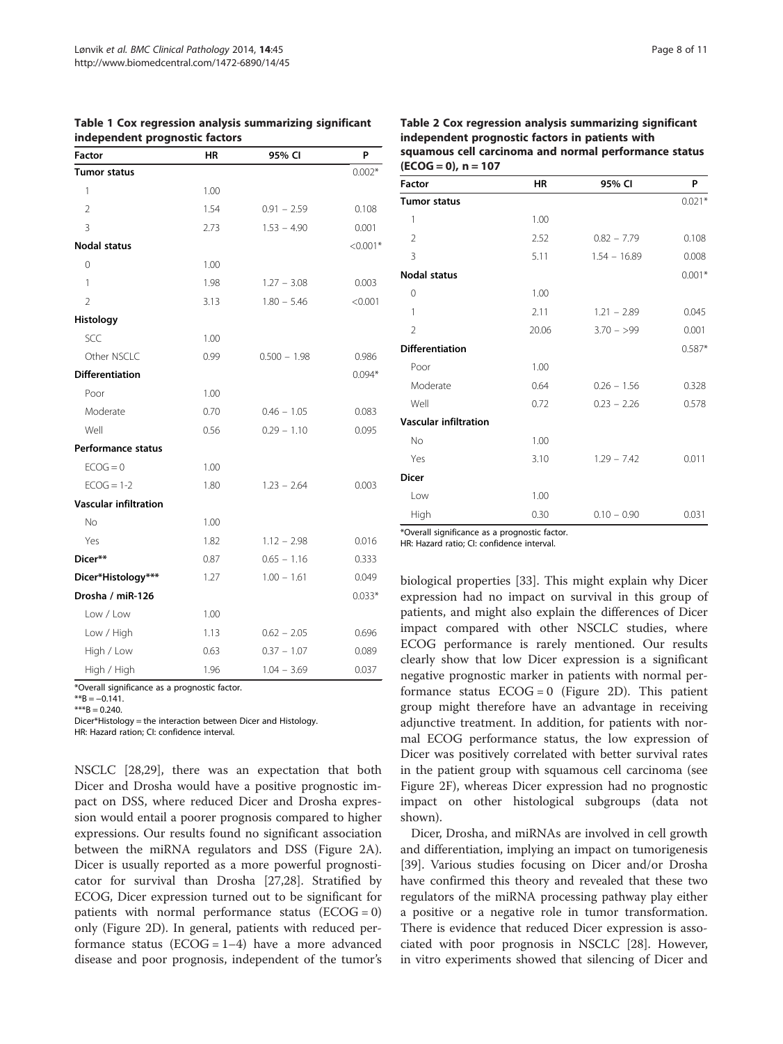**Table 1 Cox regression analysis summarizing significant independent prognostic factors**

| Factor | HR | 95% CI | P |
|---|---|---|---|
| **Tumor status** | | | 0.002* |
| 1 | 1.00 | | |
| 2 | 1.54 | 0.91 – 2.59 | 0.108 |
| 3 | 2.73 | 1.53 – 4.90 | 0.001 |
| **Nodal status** | | | <0.001* |
| 0 | 1.00 | | |
| 1 | 1.98 | 1.27 – 3.08 | 0.003 |
| 2 | 3.13 | 1.80 – 5.46 | <0.001 |
| **Histology** | | | |
| SCC | 1.00 | | |
| Other NSCLC | 0.99 | 0.500 – 1.98 | 0.986 |
| **Differentiation** | | | 0.094* |
| Poor | 1.00 | | |
| Moderate | 0.70 | 0.46 – 1.05 | 0.083 |
| Well | 0.56 | 0.29 – 1.10 | 0.095 |
| **Performance status** | | | |
| ECOG = 0 | 1.00 | | |
| ECOG = 1-2 | 1.80 | 1.23 – 2.64 | 0.003 |
| **Vascular infiltration** | | | |
| No | 1.00 | | |
| Yes | 1.82 | 1.12 – 2.98 | 0.016 |
| **Dicer**** | 0.87 | 0.65 – 1.16 | 0.333 |
| **Dicer*Histology***** | 1.27 | 1.00 – 1.61 | 0.049 |
| **Drosha / miR-126** | | | 0.033* |
| Low / Low | 1.00 | | |
| Low / High | 1.13 | 0.62 – 2.05 | 0.696 |
| High / Low | 0.63 | 0.37 – 1.07 | 0.089 |
| High / High | 1.96 | 1.04 – 3.69 | 0.037 |

*Overall significance as a prognostic factor.
**B = −0.141.
***B = 0.240.
Dicer*Histology = the interaction between Dicer and Histology.
HR: Hazard ration; CI: confidence interval.

**Table 2 Cox regression analysis summarizing significant independent prognostic factors in patients with squamous cell carcinoma and normal performance status (ECOG = 0), n = 107**

| Factor | HR | 95% CI | P |
|---|---|---|---|
| **Tumor status** | | | 0.021* |
| 1 | 1.00 | | |
| 2 | 2.52 | 0.82 – 7.79 | 0.108 |
| 3 | 5.11 | 1.54 – 16.89 | 0.008 |
| **Nodal status** | | | 0.001* |
| 0 | 1.00 | | |
| 1 | 2.11 | 1.21 – 2.89 | 0.045 |
| 2 | 20.06 | 3.70 – >99 | 0.001 |
| **Differentiation** | | | 0.587* |
| Poor | 1.00 | | |
| Moderate | 0.64 | 0.26 – 1.56 | 0.328 |
| Well | 0.72 | 0.23 – 2.26 | 0.578 |
| **Vascular infiltration** | | | |
| No | 1.00 | | |
| Yes | 3.10 | 1.29 – 7.42 | 0.011 |
| **Dicer** | | | |
| Low | 1.00 | | |
| High | 0.30 | 0.10 – 0.90 | 0.031 |

*Overall significance as a prognostic factor.
HR: Hazard ratio; CI: confidence interval.

NSCLC [28,29], there was an expectation that both Dicer and Drosha would have a positive prognostic impact on DSS, where reduced Dicer and Drosha expression would entail a poorer prognosis compared to higher expressions. Our results found no significant association between the miRNA regulators and DSS (Figure 2A). Dicer is usually reported as a more powerful prognosticator for survival than Drosha [27,28]. Stratified by ECOG, Dicer expression turned out to be significant for patients with normal performance status (ECOG = 0) only (Figure 2D). In general, patients with reduced performance status (ECOG = 1–4) have a more advanced disease and poor prognosis, independent of the tumor's biological properties [33]. This might explain why Dicer expression had no impact on survival in this group of patients, and might also explain the differences of Dicer impact compared with other NSCLC studies, where ECOG performance is rarely mentioned. Our results clearly show that low Dicer expression is a significant negative prognostic marker in patients with normal performance status ECOG = 0 (Figure 2D). This patient group might therefore have an advantage in receiving adjunctive treatment. In addition, for patients with normal ECOG performance status, the low expression of Dicer was positively correlated with better survival rates in the patient group with squamous cell carcinoma (see Figure 2F), whereas Dicer expression had no prognostic impact on other histological subgroups (data not shown).

Dicer, Drosha, and miRNAs are involved in cell growth and differentiation, implying an impact on tumorigenesis [39]. Various studies focusing on Dicer and/or Drosha have confirmed this theory and revealed that these two regulators of the miRNA processing pathway play either a positive or a negative role in tumor transformation. There is evidence that reduced Dicer expression is associated with poor prognosis in NSCLC [28]. However, in vitro experiments showed that silencing of Dicer and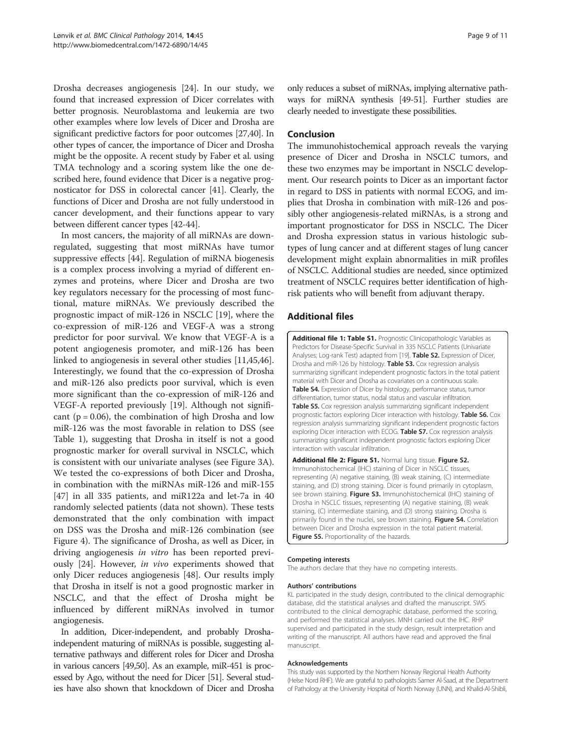Drosha decreases angiogenesis [24]. In our study, we found that increased expression of Dicer correlates with better prognosis. Neuroblastoma and leukemia are two other examples where low levels of Dicer and Drosha are significant predictive factors for poor outcomes [27,40]. In other types of cancer, the importance of Dicer and Drosha might be the opposite. A recent study by Faber et al. using TMA technology and a scoring system like the one described here, found evidence that Dicer is a negative prognosticator for DSS in colorectal cancer [41]. Clearly, the functions of Dicer and Drosha are not fully understood in cancer development, and their functions appear to vary between different cancer types [42-44].

In most cancers, the majority of all miRNAs are downregulated, suggesting that most miRNAs have tumor suppressive effects [44]. Regulation of miRNA biogenesis is a complex process involving a myriad of different enzymes and proteins, where Dicer and Drosha are two key regulators necessary for the processing of most functional, mature miRNAs. We previously described the prognostic impact of miR-126 in NSCLC [19], where the co-expression of miR-126 and VEGF-A was a strong predictor for poor survival. We know that VEGF-A is a potent angiogenesis promoter, and miR-126 has been linked to angiogenesis in several other studies [11,45,46]. Interestingly, we found that the co-expression of Drosha and miR-126 also predicts poor survival, which is even more significant than the co-expression of miR-126 and VEGF-A reported previously [19]. Although not significant ($p = 0.06$), the combination of high Drosha and low miR-126 was the most favorable in relation to DSS (see Table 1), suggesting that Drosha in itself is not a good prognostic marker for overall survival in NSCLC, which is consistent with our univariate analyses (see Figure 3A). We tested the co-expressions of both Dicer and Drosha, in combination with the miRNAs miR-126 and miR-155 [47] in all 335 patients, and miR122a and let-7a in 40 randomly selected patients (data not shown). These tests demonstrated that the only combination with impact on DSS was the Drosha and miR-126 combination (see Figure 4). The significance of Drosha, as well as Dicer, in driving angiogenesis *in vitro* has been reported previously [24]. However, *in vivo* experiments showed that only Dicer reduces angiogenesis [48]. Our results imply that Drosha in itself is not a good prognostic marker in NSCLC, and that the effect of Drosha might be influenced by different miRNAs involved in tumor angiogenesis.

In addition, Dicer-independent, and probably Drosha-independent maturing of miRNAs is possible, suggesting alternative pathways and different roles for Dicer and Drosha in various cancers [49,50]. As an example, miR-451 is processed by Ago, without the need for Dicer [51]. Several studies have also shown that knockdown of Dicer and Drosha only reduces a subset of miRNAs, implying alternative pathways for miRNA synthesis [49-51]. Further studies are clearly needed to investigate these possibilities.

## Conclusion

The immunohistochemical approach reveals the varying presence of Dicer and Drosha in NSCLC tumors, and these two enzymes may be important in NSCLC development. Our research points to Dicer as an important factor in regard to DSS in patients with normal ECOG, and implies that Drosha in combination with miR-126 and possibly other angiogenesis-related miRNAs, is a strong and important prognosticator for DSS in NSCLC. The Dicer and Drosha expression status in various histologic subtypes of lung cancer and at different stages of lung cancer development might explain abnormalities in miR profiles of NSCLC. Additional studies are needed, since optimized treatment of NSCLC requires better identification of high-risk patients who will benefit from adjuvant therapy.

## Additional files

**Additional file 1: Table S1.** Prognostic Clinicopathologic Variables as Predictors for Disease-Specific Survival in 335 NSCLC Patients (Univariate Analyses; Log-rank Test) adapted from [19]. **Table S2.** Expression of Dicer, Drosha and miR-126 by histology. **Table S3.** Cox regression analysis summarizing significant independent prognostic factors in the total patient material with Dicer and Drosha as covariates on a continuous scale. **Table S4.** Expression of Dicer by histology, performance status, tumor differentiation, tumor status, nodal status and vascular infiltration. **Table S5.** Cox regression analysis summarizing significant independent prognostic factors exploring Dicer interaction with histology. **Table S6.** Cox regression analysis summarizing significant independent prognostic factors exploring Dicer interaction with ECOG. **Table S7.** Cox regression analysis summarizing significant independent prognostic factors exploring Dicer interaction with vascular infiltration.

**Additional file 2: Figure S1.** Normal lung tissue. **Figure S2.** Immunohistochemical (IHC) staining of Dicer in NSCLC tissues, representing (A) negative staining, (B) weak staining, (C) intermediate staining, and (D) strong staining. Dicer is found primarily in cytoplasm, see brown staining. **Figure S3.** Immunohistochemical (IHC) staining of Drosha in NSCLC tissues, representing (A) negative staining, (B) weak staining, (C) intermediate staining, and (D) strong staining. Drosha is primarily found in the nuclei, see brown staining. **Figure S4.** Correlation between Dicer and Drosha expression in the total patient material. **Figure S5.** Proportionality of the hazards.

#### Competing interests

The authors declare that they have no competing interests.

#### Authors' contributions

KL participated in the study design, contributed to the clinical demographic database, did the statistical analyses and drafted the manuscript. SWS contributed to the clinical demographic database, performed the scoring, and performed the statistical analyses. MNH carried out the IHC. RHP supervised and participated in the study design, result interpretation and writing of the manuscript. All authors have read and approved the final manuscript.

#### Acknowledgements

This study was supported by the Northern Norway Regional Health Authority (Helse Nord RHF). We are grateful to pathologists Samer Al-Saad, at the Department of Pathology at the University Hospital of North Norway (UNN), and Khalid-Al-Shibli,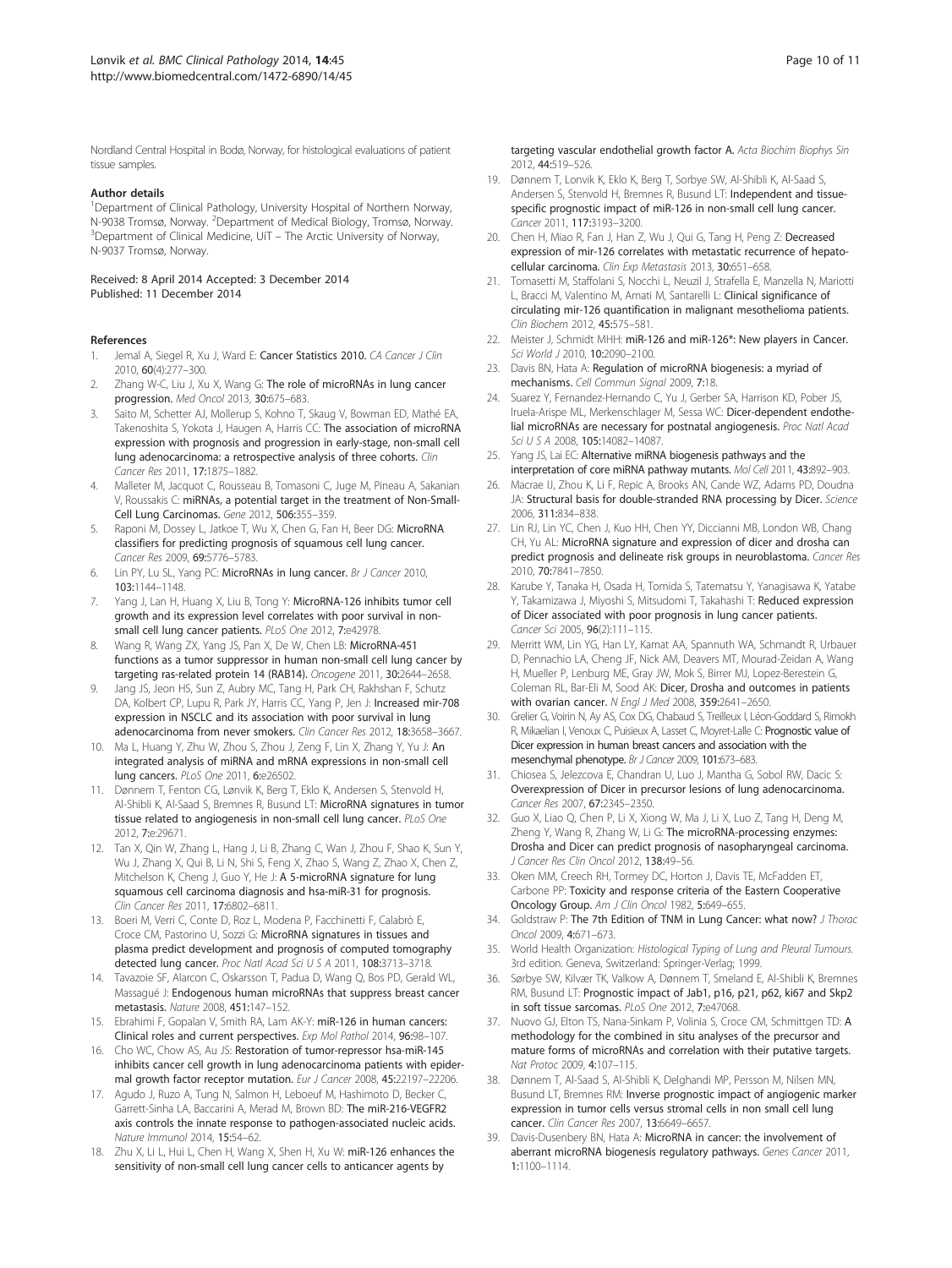Nordland Central Hospital in Bodø, Norway, for histological evaluations of patient tissue samples.

#### Author details

[1]Department of Clinical Pathology, University Hospital of Northern Norway, N-9038 Tromsø, Norway. [2]Department of Medical Biology, Tromsø, Norway. [3]Department of Clinical Medicine, UiT – The Arctic University of Norway, N-9037 Tromsø, Norway.

Received: 8 April 2014 Accepted: 3 December 2014
Published: 11 December 2014

#### References

1. Jemal A, Siegel R, Xu J, Ward E: **Cancer Statistics 2010.** *CA Cancer J Clin* 2010, **60**(4):277–300.
2. Zhang W-C, Liu J, Xu X, Wang G: **The role of microRNAs in lung cancer progression.** *Med Oncol* 2013, **30:**675–683.
3. Saito M, Schetter AJ, Mollerup S, Kohno T, Skaug V, Bowman ED, Mathé EA, Takenoshita S, Yokota J, Haugen A, Harris CC: **The association of microRNA expression with prognosis and progression in early-stage, non-small cell lung adenocarcinoma: a retrospective analysis of three cohorts.** *Clin Cancer Res* 2011, **17:**1875–1882.
4. Malleter M, Jacquot C, Rousseau B, Tomasoni C, Juge M, Pineau A, Sakanian V, Roussakis C: **miRNAs, a potential target in the treatment of Non-Small-Cell Lung Carcinomas.** *Gene* 2012, **506:**355–359.
5. Raponi M, Dossey L, Jatkoe T, Wu X, Chen G, Fan H, Beer DG: **MicroRNA classifiers for predicting prognosis of squamous cell lung cancer.** *Cancer Res* 2009, **69:**5776–5783.
6. Lin PY, Lu SL, Yang PC: **MicroRNAs in lung cancer.** *Br J Cancer* 2010, **103:**1144–1148.
7. Yang J, Lan H, Huang X, Liu B, Tong Y: **MicroRNA-126 inhibits tumor cell growth and its expression level correlates with poor survival in non-small cell lung cancer patients.** *PLoS One* 2012, **7:**e42978.
8. Wang R, Wang ZX, Yang JS, Pan X, De W, Chen LB: **MicroRNA-451 functions as a tumor suppressor in human non-small cell lung cancer by targeting ras-related protein 14 (RAB14).** *Oncogene* 2011, **30:**2644–2658.
9. Jang JS, Jeon HS, Sun Z, Aubry MC, Tang H, Park CH, Rakhshan F, Schutz DA, Kolbert CP, Lupu R, Park JY, Harris CC, Yang P, Jen J: **Increased mir-708 expression in NSCLC and its association with poor survival in lung adenocarcinoma from never smokers.** *Clin Cancer Res* 2012, **18:**3658–3667.
10. Ma L, Huang Y, Zhu W, Zhou S, Zhou J, Zeng F, Lin X, Zhang Y, Yu J: **An integrated analysis of miRNA and mRNA expressions in non-small cell lung cancers.** *PLoS One* 2011, **6:**e26502.
11. Dønnem T, Fenton CG, Lønvik K, Berg T, Eklo K, Andersen S, Stenvold H, Al-Shibli K, Al-Saad S, Bremnes R, Busund LT: **MicroRNA signatures in tumor tissue related to angiogenesis in non-small cell lung cancer.** *PLoS One* 2012, **7:**e:29671.
12. Tan X, Qin W, Zhang L, Hang J, Li B, Zhang C, Wan J, Zhou F, Shao K, Sun Y, Wu J, Zhang X, Qui B, Li N, Shi S, Feng X, Zhao S, Wang Z, Zhao X, Chen Z, Mitchelson K, Cheng J, Guo Y, He J: **A 5-microRNA signature for lung squamous cell carcinoma diagnosis and hsa-miR-31 for prognosis.** *Clin Cancer Res* 2011, **17:**6802–6811.
13. Boeri M, Verri C, Conte D, Roz L, Modena P, Facchinetti F, Calabrò E, Croce CM, Pastorino U, Sozzi G: **MicroRNA signatures in tissues and plasma predict development and prognosis of computed tomography detected lung cancer.** *Proc Natl Acad Sci U S A* 2011, **108:**3713–3718.
14. Tavazoie SF, Alarcon C, Oskarsson T, Padua D, Wang Q, Bos PD, Gerald WL, Massagué J: **Endogenous human microRNAs that suppress breast cancer metastasis.** *Nature* 2008, **451:**147–152.
15. Ebrahimi F, Gopalan V, Smith RA, Lam AK-Y: **miR-126 in human cancers: Clinical roles and current perspectives.** *Exp Mol Pathol* 2014, **96:**98–107.
16. Cho WC, Chow AS, Au JS: **Restoration of tumor-repressor hsa-miR-145 inhibits cancer cell growth in lung adenocarcinoma patients with epidermal growth factor receptor mutation.** *Eur J Cancer* 2008, **45:**22197–22206.
17. Agudo J, Ruzo A, Tung N, Salmon H, Leboeuf M, Hashimoto D, Becker C, Garrett-Sinha LA, Baccarini A, Merad M, Brown BD: **The miR-216-VEGFR2 axis controls the innate response to pathogen-associated nucleic acids.** *Nature Immunol* 2014, **15:**54–62.
18. Zhu X, Li L, Hui L, Chen H, Wang X, Shen H, Xu W: **miR-126 enhances the sensitivity of non-small cell lung cancer cells to anticancer agents by targeting vascular endothelial growth factor A.** *Acta Biochim Biophys Sin* 2012, **44:**519–526.
19. Dønnem T, Lonvik K, Eklo K, Berg T, Sorbye SW, Al-Shibli K, Al-Saad S, Andersen S, Stenvold H, Bremnes R, Busund LT: **Independent and tissue-specific prognostic impact of miR-126 in non-small cell lung cancer.** *Cancer* 2011, **117:**3193–3200.
20. Chen H, Miao R, Fan J, Han Z, Wu J, Qui G, Tang H, Peng Z: **Decreased expression of mir-126 correlates with metastatic recurrence of hepatocellular carcinoma.** *Clin Exp Metastasis* 2013, **30:**651–658.
21. Tomasetti M, Staffolani S, Nocchi L, Neuzil J, Strafella E, Manzella N, Mariotti L, Bracci M, Valentino M, Amati M, Santarelli L: **Clinical significance of circulating mir-126 quantification in malignant mesothelioma patients.** *Clin Biochem* 2012, **45:**575–581.
22. Meister J, Schmidt MHH: **miR-126 and miR-126*: New players in Cancer.** *Sci World J* 2010, **10:**2090–2100.
23. Davis BN, Hata A: **Regulation of microRNA biogenesis: a myriad of mechanisms.** *Cell Commun Signal* 2009, **7:**18.
24. Suarez Y, Fernandez-Hernando C, Yu J, Gerber SA, Harrison KD, Pober JS, Iruela-Arispe ML, Merkenschlager M, Sessa WC: **Dicer-dependent endothelial microRNAs are necessary for postnatal angiogenesis.** *Proc Natl Acad Sci U S A* 2008, **105:**14082–14087.
25. Yang JS, Lai EC: **Alternative miRNA biogenesis pathways and the interpretation of core miRNA pathway mutants.** *Mol Cell* 2011, **43:**892–903.
26. Macrae IJ, Zhou K, Li F, Repic A, Brooks AN, Cande WZ, Adams PD, Doudna JA: **Structural basis for double-stranded RNA processing by Dicer.** *Science* 2006, **311:**834–838.
27. Lin RJ, Lin YC, Chen J, Kuo HH, Chen YY, Diccianni MB, London WB, Chang CH, Yu AL: **MicroRNA signature and expression of dicer and drosha can predict prognosis and delineate risk groups in neuroblastoma.** *Cancer Res* 2010, **70:**7841–7850.
28. Karube Y, Tanaka H, Osada H, Tomida S, Tatematsu Y, Yanagisawa K, Yatabe Y, Takamizawa J, Miyoshi S, Mitsudomi T, Takahashi T: **Reduced expression of Dicer associated with poor prognosis in lung cancer patients.** *Cancer Sci* 2005, **96**(2):111–115.
29. Merritt WM, Lin YG, Han LY, Kamat AA, Spannuth WA, Schmandt R, Urbauer D, Pennachio LA, Cheng JF, Nick AM, Deavers MT, Mourad-Zeidan A, Wang H, Mueller P, Lenburg ME, Gray JW, Mok S, Birrer MJ, Lopez-Berestein G, Coleman RL, Bar-Eli M, Sood AK: **Dicer, Drosha and outcomes in patients with ovarian cancer.** *N Engl J Med* 2008, **359:**2641–2650.
30. Grelier G, Voirin N, Ay AS, Cox DG, Chabaud S, Treilleux I, Léon-Goddard S, Rimokh R, Mikaelian I, Venoux C, Puisieux A, Lasset C, Moyret-Lalle C: **Prognostic value of Dicer expression in human breast cancers and association with the mesenchymal phenotype.** *Br J Cancer* 2009, **101:**673–683.
31. Chiosea S, Jelezcova E, Chandran U, Luo J, Mantha G, Sobol RW, Dacic S: **Overexpression of Dicer in precursor lesions of lung adenocarcinoma.** *Cancer Res* 2007, **67:**2345–2350.
32. Guo X, Liao Q, Chen P, Li X, Xiong W, Ma J, Li X, Luo Z, Tang H, Deng M, Zheng Y, Wang R, Zhang W, Li G: **The microRNA-processing enzymes: Drosha and Dicer can predict prognosis of nasopharyngeal carcinoma.** *J Cancer Res Clin Oncol* 2012, **138:**49–56.
33. Oken MM, Creech RH, Tormey DC, Horton J, Davis TE, McFadden ET, Carbone PP: **Toxicity and response criteria of the Eastern Cooperative Oncology Group.** *Am J Clin Oncol* 1982, **5:**649–655.
34. Goldstraw P: **The 7th Edition of TNM in Lung Cancer: what now?** *J Thorac Oncol* 2009, **4:**671–673.
35. World Health Organization: *Histological Typing of Lung and Pleural Tumours.* 3rd edition. Geneva, Switzerland: Springer-Verlag; 1999.
36. Sørbye SW, Kilvær TK, Valkow A, Dønnem T, Smeland E, Al-Shibli K, Bremnes RM, Busund LT: **Prognostic impact of Jab1, p16, p21, p62, ki67 and Skp2 in soft tissue sarcomas.** *PLoS One* 2012, **7:**e47068.
37. Nuovo GJ, Elton TS, Nana-Sinkam P, Volinia S, Croce CM, Schmittgen TD: **A methodology for the combined in situ analyses of the precursor and mature forms of microRNAs and correlation with their putative targets.** *Nat Protoc* 2009, **4:**107–115.
38. Dønnem T, Al-Saad S, Al-Shibli K, Delghandi MP, Persson M, Nilsen MN, Busund LT, Bremnes RM: **Inverse prognostic impact of angiogenic marker expression in tumor cells versus stromal cells in non small cell lung cancer.** *Clin Cancer Res* 2007, **13:**6649–6657.
39. Davis-Dusenbery BN, Hata A: **MicroRNA in cancer: the involvement of aberrant microRNA biogenesis regulatory pathways.** *Genes Cancer* 2011, **1:**1100–1114.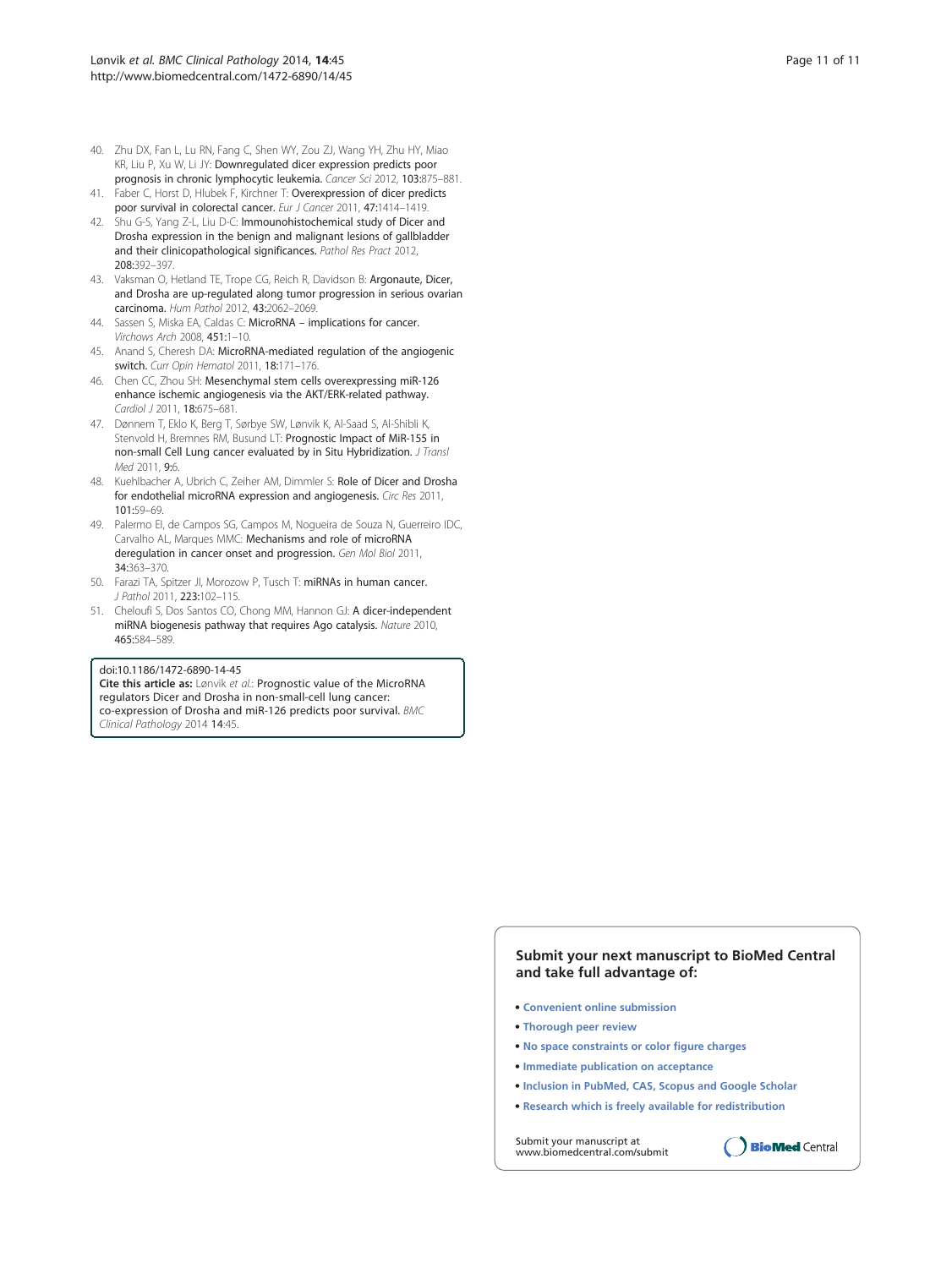40. Zhu DX, Fan L, Lu RN, Fang C, Shen WY, Zou ZJ, Wang YH, Zhu HY, Miao KR, Liu P, Xu W, Li JY: **Downregulated dicer expression predicts poor prognosis in chronic lymphocytic leukemia.** *Cancer Sci* 2012, **103:**875–881.
41. Faber C, Horst D, Hlubek F, Kirchner T: **Overexpression of dicer predicts poor survival in colorectal cancer.** *Eur J Cancer* 2011, **47:**1414–1419.
42. Shu G-S, Yang Z-L, Liu D-C: **Immounohistochemical study of Dicer and Drosha expression in the benign and malignant lesions of gallbladder and their clinicopathological significances.** *Pathol Res Pract* 2012, **208:**392–397.
43. Vaksman O, Hetland TE, Trope CG, Reich R, Davidson B: **Argonaute, Dicer, and Drosha are up-regulated along tumor progression in serious ovarian carcinoma.** *Hum Pathol* 2012, **43:**2062–2069.
44. Sassen S, Miska EA, Caldas C: **MicroRNA – implications for cancer.** *Virchows Arch* 2008, **451:**1–10.
45. Anand S, Cheresh DA: **MicroRNA-mediated regulation of the angiogenic switch.** *Curr Opin Hematol* 2011, **18:**171–176.
46. Chen CC, Zhou SH: **Mesenchymal stem cells overexpressing miR-126 enhance ischemic angiogenesis via the AKT/ERK-related pathway.** *Cardiol J* 2011, **18:**675–681.
47. Dønnem T, Eklo K, Berg T, Sørbye SW, Lønvik K, Al-Saad S, Al-Shibli K, Stenvold H, Bremnes RM, Busund LT: **Prognostic Impact of MiR-155 in non-small Cell Lung cancer evaluated by in Situ Hybridization.** *J Transl Med* 2011, **9:**6.
48. Kuehlbacher A, Ubrich C, Zeiher AM, Dimmler S: **Role of Dicer and Drosha for endothelial microRNA expression and angiogenesis.** *Circ Res* 2011, **101:**59–69.
49. Palermo EI, de Campos SG, Campos M, Nogueira de Souza N, Guerreiro IDC, Carvalho AL, Marques MMC: **Mechanisms and role of microRNA deregulation in cancer onset and progression.** *Gen Mol Biol* 2011, **34:**363–370.
50. Farazi TA, Spitzer JI, Morozow P, Tusch T: **miRNAs in human cancer.** *J Pathol* 2011, **223:**102–115.
51. Cheloufi S, Dos Santos CO, Chong MM, Hannon GJ: **A dicer-independent miRNA biogenesis pathway that requires Ago catalysis.** *Nature* 2010, **465:**584–589.

doi:10.1186/1472-6890-14-45
**Cite this article as:** Lønvik *et al.*: Prognostic value of the MicroRNA regulators Dicer and Drosha in non-small-cell lung cancer: co-expression of Drosha and miR-126 predicts poor survival. *BMC Clinical Pathology* 2014 **14**:45.

**Submit your next manuscript to BioMed Central and take full advantage of:**

- **Convenient online submission**
- **Thorough peer review**
- **No space constraints or color figure charges**
- **Immediate publication on acceptance**
- **Inclusion in PubMed, CAS, Scopus and Google Scholar**
- **Research which is freely available for redistribution**

Submit your manuscript at
www.biomedcentral.com/submit

BioMed Central